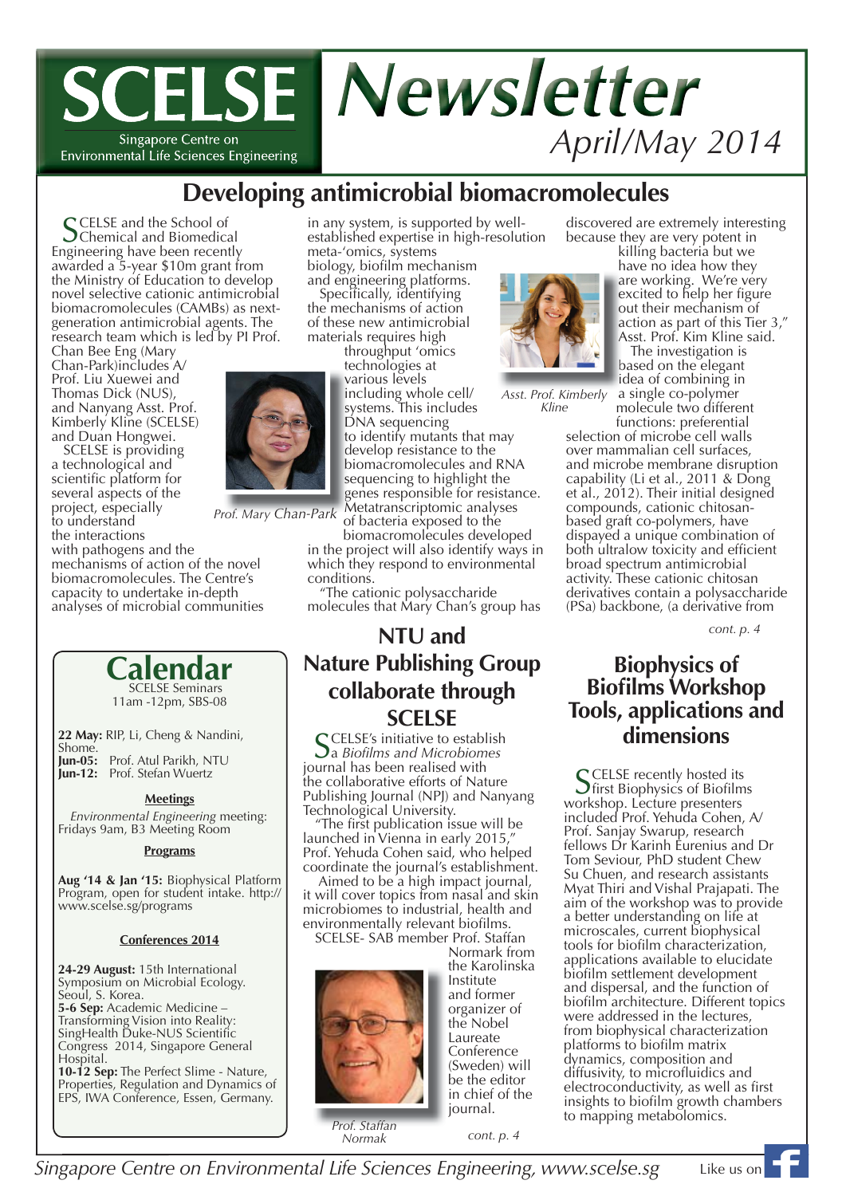# SCELSE Newsletter

Singapore Centre on Environmental Life Sciences Engineering

*April/May 2014*

## Developing antimicrobial biomacromolecules

SCELSE and the School of Chemical and Biomedical Engineering have been recently awarded a 5-year $10m grant from the Ministry of Education to develop novel selective cationic antimicrobial biomacromolecules (CAMBs) as next-generation antimicrobial agents. The research team which is led by PI Prof. Chan Bee Eng (Mary Chan-Park)includes A/ Prof. Liu Xuewei and Thomas Dick (NUS), and Nanyang Asst. Prof. Kimberly Kline (SCELSE) and Duan Hongwei.

SCELSE is providing a technological and scientific platform for several aspects of the project, especially to understand the interactions with pathogens and the mechanisms of action of the novel biomacromolecules. The Centre's capacity to undertake in-depth analyses of microbial communities in any system, is supported by well-established expertise in high-resolution meta-'omics, systems biology, biofilm mechanism and engineering platforms.

*Prof. Mary Chan-Park*

Specifically, identifying the mechanisms of action of these new antimicrobial materials requires high throughput 'omics technologies at various levels including whole cell/ systems. This includes DNA sequencing to identify mutants that may develop resistance to the biomacromolecules and RNA sequencing to highlight the genes responsible for resistance. Metatranscriptomic analyses of bacteria exposed to the biomacromolecules developed in the project will also identify ways in which they respond to environmental conditions.

"The cationic polysaccharide molecules that Mary Chan's group has discovered are extremely interesting because they are very potent in killing bacteria but we have no idea how they are working. We're very excited to help her figure out their mechanism of action as part of this Tier 3," Asst. Prof. Kim Kline said.

*Asst. Prof. Kimberly Kline*

The investigation is based on the elegant idea of combining in a single co-polymer molecule two different functions: preferential selection of microbe cell walls over mammalian cell surfaces, and microbe membrane disruption capability (Li et al., 2011 & Dong et al., 2012). Their initial designed compounds, cationic chitosan-based graft co-polymers, have dispayed a unique combination of both ultralow toxicity and efficient broad spectrum antimicrobial activity. These cationic chitosan derivatives contain a polysaccharide (PSa) backbone, (a derivative from

*cont. p. 4*

## Calendar

SCELSE Seminars
11am -12pm, SBS-08

**22 May:** RIP, Li, Cheng & Nandini, Shome.
**Jun-05:** Prof. Atul Parikh, NTU
**Jun-12:** Prof. Stefan Wuertz

### Meetings

*Environmental Engineering* meeting: Fridays 9am, B3 Meeting Room

### Programs

**Aug '14 & Jan '15:** Biophysical Platform Program, open for student intake. http://www.scelse.sg/programs

### Conferences 2014

**24-29 August:** 15th International Symposium on Microbial Ecology. Seoul, S. Korea.
**5-6 Sep:** Academic Medicine – Transforming Vision into Reality: SingHealth Duke-NUS Scientific Congress 2014, Singapore General Hospital.
**10-12 Sep:** The Perfect Slime - Nature, Properties, Regulation and Dynamics of EPS, IWA Conference, Essen, Germany.

## NTU and Nature Publishing Group collaborate through SCELSE

SCELSE's initiative to establish a *Biofilms and Microbiomes* journal has been realised with the collaborative efforts of Nature Publishing Journal (NPJ) and Nanyang Technological University.

"The first publication issue will be launched in Vienna in early 2015," Prof. Yehuda Cohen said, who helped coordinate the journal's establishment.

Aimed to be a high impact journal, it will cover topics from nasal and skin microbiomes to industrial, health and environmentally relevant biofilms.

SCELSE- SAB member Prof. Staffan Normark from the Karolinska Institute and former organizer of the Nobel Laureate Conference (Sweden) will be the editor in chief of the journal.

*Prof. Staffan Normak*

*cont. p. 4*

## Biophysics of Biofilms Workshop Tools, applications and dimensions

SCELSE recently hosted its first Biophysics of Biofilms workshop. Lecture presenters included Prof. Yehuda Cohen, A/ Prof. Sanjay Swarup, research fellows Dr Karinh Eurenius and Dr Tom Seviour, PhD student Chew Su Chuen, and research assistants Myat Thiri and Vishal Prajapati. The aim of the workshop was to provide a better understanding on life at microscales, current biophysical tools for biofilm characterization, applications available to elucidate biofilm settlement development and dispersal, and the function of biofilm architecture. Different topics were addressed in the lectures, from biophysical characterization platforms to biofilm matrix dynamics, composition and diffusivity, to microfluidics and electroconductivity, as well as first insights to biofilm growth chambers to mapping metabolomics.

*Singapore Centre on Environmental Life Sciences Engineering, www.scelse.sg* Like us on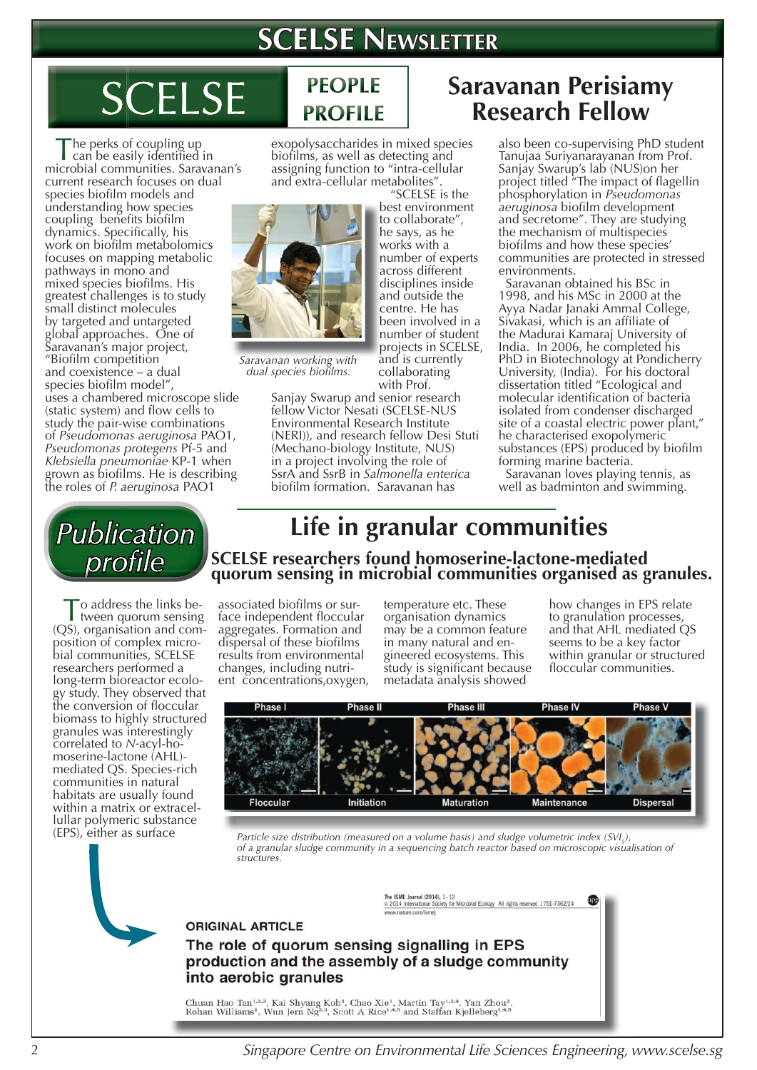# SCELSE Newsletter

## SCELSE PEOPLE PROFILE

## Saravanan Perisiamy Research Fellow

The perks of coupling up can be easily identified in microbial communities. Saravanan's current research focuses on dual species biofilm models and understanding how species coupling benefits biofilm dynamics. Specifically, his work on biofilm metabolomics focuses on mapping metabolic pathways in mono and mixed species biofilms. His greatest challenges is to study small distinct molecules by targeted and untargeted global approaches. One of Saravanan's major project, "Biofilm competition and coexistence – a dual species biofilm model", uses a chambered microscope slide (static system) and flow cells to study the pair-wise combinations of *Pseudomonas aeruginosa* PAO1, *Pseudomonas protegens* Pf-5 and *Klebsiella pneumoniae* KP-1 when grown as biofilms. He is describing the roles of *P. aeruginosa* PAO1 exopolysaccharides in mixed species biofilms, as well as detecting and assigning function to "intra-cellular and extra-cellular metabolites".

*Saravanan working with dual species biofilms.*

"SCELSE is the best environment to collaborate", he says, as he works with a number of experts across different disciplines inside and outside the centre. He has been involved in a number of student projects in SCELSE, and is currently collaborating with Prof. Sanjay Swarup and senior research fellow Victor Nesati (SCELSE-NUS Environmental Research Institute (NERI)), and research fellow Desi Stuti (Mechano-biology Institute, NUS) in a project involving the role of SsrA and SsrB in *Salmonella enterica* biofilm formation. Saravanan has also been co-supervising PhD student Tanujaa Suriyanarayanan from Prof. Sanjay Swarup's lab (NUS)on her project titled "The impact of flagellin phosphorylation in *Pseudomonas aeruginosa* biofilm development and secretome". They are studying the mechanism of multispecies biofilms and how these species' communities are protected in stressed environments.

Saravanan obtained his BSc in 1998, and his MSc in 2000 at the Ayya Nadar Janaki Ammal College, Sivakasi, which is an affiliate of the Madurai Kamaraj University of India. In 2006, he completed his PhD in Biotechnology at Pondicherry University, (India). For his doctoral dissertation titled "Ecological and molecular identification of bacteria isolated from condenser discharged site of a coastal electric power plant," he characterised exopolymeric substances (EPS) produced by biofilm forming marine bacteria.

Saravanan loves playing tennis, as well as badminton and swimming.

## Publication profile

# Life in granular communities

### SCELSE researchers found homoserine-lactone-mediated quorum sensing in microbial communities organised as granules.

To address the links between quorum sensing (QS), organisation and composition of complex microbial communities, SCELSE researchers performed a long-term bioreactor ecology study. They observed that the conversion of floccular biomass to highly structured granules was interestingly correlated to *N*-acyl-homoserine-lactone (AHL)-mediated QS. Species-rich communities in natural habitats are usually found within a matrix or extracellular polymeric substance (EPS), either as surface associated biofilms or surface independent floccular aggregates. Formation and dispersal of these biofilms results from environmental changes, including nutrient concentrations,oxygen, temperature etc. These organisation dynamics may be a common feature in many natural and engineered ecosystems. This study is significant because metadata analysis showed how changes in EPS relate to granulation processes, and that AHL mediated QS seems to be a key factor within granular or structured floccular communities.

Phase I – Floccular | Phase II – Initiation | Phase III – Maturation | Phase IV – Maintenance | Phase V – Dispersal

*Particle size distribution (measured on a volume basis) and sludge volumetric index ($SVI_5$), of a granular sludge community in a sequencing batch reactor based on microscopic visualisation of structures.*

The ISME Journal (2014), 1–12
© 2014 International Society for Microbial Ecology All rights reserved 1751-7362/14
www.nature.com/ismej

ORIGINAL ARTICLE

**The role of quorum sensing signalling in EPS production and the assembly of a sludge community into aerobic granules**

Chuan Hao Tan[1,2,3], Kai Shyang Koh[1], Chao Xie[1], Martin Tay[1,2,4], Yan Zhou[2], Rohan Williams[1], Wun Jern Ng[2,3], Scott A Rice[1,4,5] and Staffan Kjelleberg[1,4,5]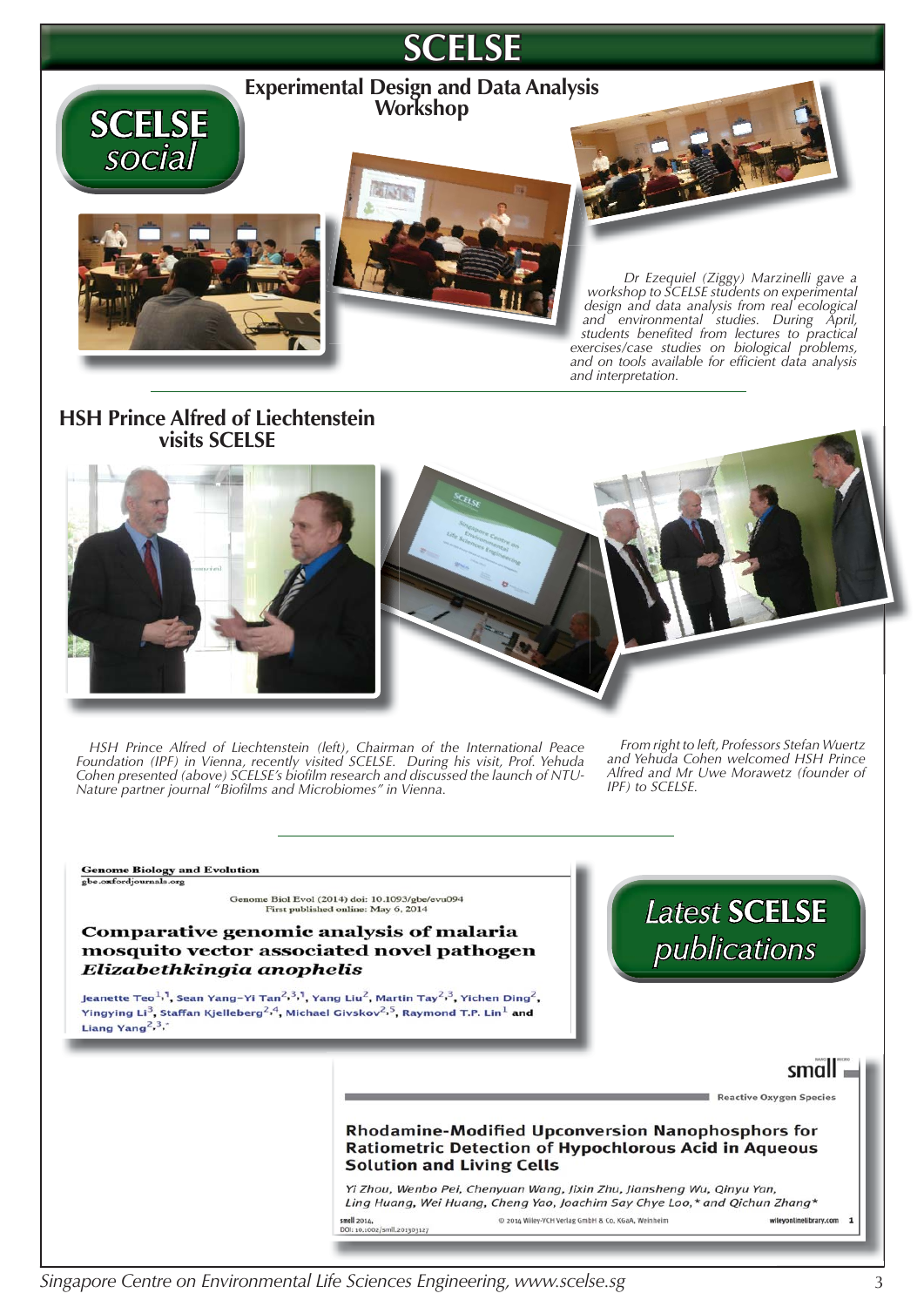# SCELSE

## SCELSE social

### Experimental Design and Data Analysis Workshop

*Dr Ezequiel (Ziggy) Marzinelli gave a workshop to SCELSE students on experimental design and data analysis from real ecological and environmental studies. During April, students benefited from lectures to practical exercises/case studies on biological problems, and on tools available for efficient data analysis and interpretation.*

### HSH Prince Alfred of Liechtenstein visits SCELSE

*HSH Prince Alfred of Liechtenstein (left), Chairman of the International Peace Foundation (IPF) in Vienna, recently visited SCELSE. During his visit, Prof. Yehuda Cohen presented (above) SCELSE's biofilm research and discussed the launch of NTU-Nature partner journal "Biofilms and Microbiomes" in Vienna.*

*From right to left, Professors Stefan Wuertz and Yehuda Cohen welcomed HSH Prince Alfred and Mr Uwe Morawetz (founder of IPF) to SCELSE.*

## Latest SCELSE publications

**Genome Biology and Evolution**
gbe.oxfordjournals.org

Genome Biol Evol (2014) doi: 10.1093/gbe/evu094
First published online: May 6, 2014

**Comparative genomic analysis of malaria mosquito vector associated novel pathogen *Elizabethkingia anophelis***

Jeanette Teo[1,1], Sean Yang-Yi Tan[2,3,1], Yang Liu[2], Martin Tay[2,3], Yichen Ding[2], Yingying Li[3], Staffan Kjelleberg[2,4], Michael Givskov[2,5], Raymond T.P. Lin[1] and Liang Yang[2,3,*]

small — Reactive Oxygen Species

**Rhodamine-Modified Upconversion Nanophosphors for Ratiometric Detection of Hypochlorous Acid in Aqueous Solution and Living Cells**

Yi Zhou, Wenbo Pei, Chenyuan Wang, Jixin Zhu, Jiansheng Wu, Qinyu Yan, Ling Huang, Wei Huang, Cheng Yao, Joachim Say Chye Loo,* and Qichun Zhang*

small 2014, DOI: 10.1002/smll.201303127 © 2014 Wiley-VCH Verlag GmbH & Co. KGaA, Weinheim wileyonlinelibrary.com

Singapore Centre on Environmental Life Sciences Engineering, www.scelse.sg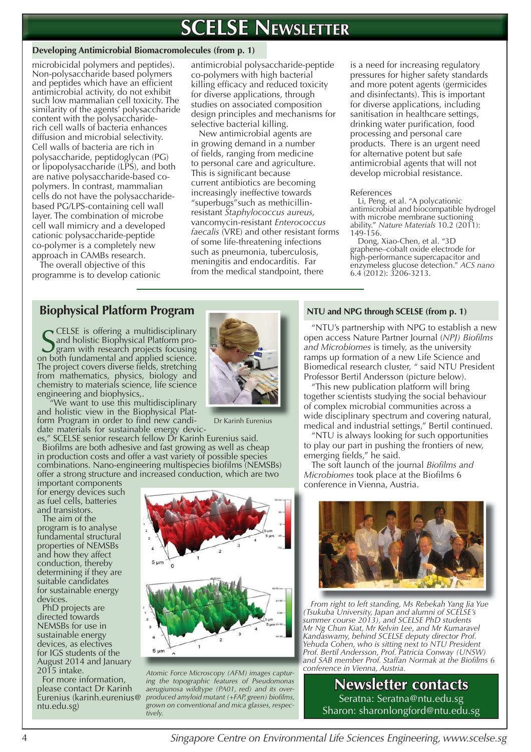# SCELSE Newsletter

### Developing Antimicrobial Biomacromolecules (from p. 1)

microbicidal polymers and peptides). Non-polysaccharide based polymers and peptides which have an efficient antimicrobial activity, do not exhibit such low mammalian cell toxicity. The similarity of the agents' polysaccharide content with the polysaccharide-rich cell walls of bacteria enhances diffusion and microbial selectivity. Cell walls of bacteria are rich in polysaccharide, peptidoglycan (PG) or lipopolysaccharide (LPS), and both are native polysaccharide-based co-polymers. In contrast, mammalian cells do not have the polysaccharide-based PG/LPS-containing cell wall layer. The combination of microbe cell wall mimicry and a developed cationic polysaccharide-peptide co-polymer is a completely new approach in CAMBs research.

The overall objective of this programme is to develop cationic antimicrobial polysaccharide-peptide co-polymers with high bacterial killing efficacy and reduced toxicity for diverse applications, through studies on associated composition design principles and mechanisms for selective bacterial killing.

New antimicrobial agents are in growing demand in a number of fields, ranging from medicine to personal care and agriculture. This is significant because current antibiotics are becoming increasingly ineffective towards "superbugs"such as methicillin-resistant *Staphylococcus aureus,* vancomycin-resistant *Enterococcus faecalis* (VRE) and other resistant forms of some life-threatening infections such as pneumonia, tuberculosis, meningitis and endocarditis. Far from the medical standpoint, there is a need for increasing regulatory pressures for higher safety standards and more potent agents (germicides and disinfectants). This is important for diverse applications, including sanitisation in healthcare settings, drinking water purification, food processing and personal care products. There is an urgent need for alternative potent but safe antimicrobial agents that will not develop microbial resistance.

References

Li, Peng, et al. "A polycationic antimicrobial and biocompatible hydrogel with microbe membrane suctioning ability." *Nature Materials* 10.2 (2011): 149-156.

Dong, Xiao-Chen, et al. "3D graphene–cobalt oxide electrode for high-performance supercapacitor and enzymeless glucose detection." *ACS nano* 6.4 (2012): 3206-3213.

## Biophysical Platform Program

SCELSE is offering a multidisciplinary and holistic Biophysical Platform program with research projects focusing on both fundamental and applied science. The project covers diverse fields, stretching from mathematics, physics, biology and chemistry to materials science, life science engineering and biophysics,.

"We want to use this multidisciplinary and holistic view in the Biophysical Platform Program in order to find new candidate materials for sustainable energy devices," SCELSE senior research fellow Dr Karinh Eurenius said.

Dr Karinh Eurenius

Biofilms are both adhesive and fast growing as well as cheap in production costs and offer a vast variety of possible species combinations. Nano-engineering multispecies biofilms (NEMSBs) offer a strong structure and increased conduction, which are two important components for energy devices such as fuel cells, batteries and transistors.

The aim of the program is to analyse fundamental structural properties of NEMSBs and how they affect conduction, thereby determining if they are suitable candidates for sustainable energy devices.

PhD projects are directed towards NEMSBs for use in sustainable energy devices, as electives for IGS students of the August 2014 and January 2015 intake.

For more information, please contact Dr Karinh Eurenius (karinh.eurenius@ntu.edu.sg)

*Atomic Force Microscopy (AFM) images capturing the topographic features of Pseudomonas aerugiunosa wildtype (PA01, red) and its overproduced amyloid mutant (+FAP, green) biofilms, grown on conventional and mica glasses, respectively.*

### NTU and NPG through SCELSE (from p. 1)

"NTU's partnership with NPG to establish a new open access Nature Partner Journal (*NPJ) Biofilms and Microbiomes* is timely, as the university ramps up formation of a new Life Science and Biomedical research cluster, " said NTU President Professor Bertil Andersson (picture below).

"This new publication platform will bring together scientists studying the social behaviour of complex microbial communities across a wide disciplinary spectrum and covering natural, medical and industrial settings," Bertil continued.

"NTU is always looking for such opportunities to play our part in pushing the frontiers of new, emerging fields," he said.

The soft launch of the journal *Biofilms and Microbiomes* took place at the Biofilms 6 conference in Vienna, Austria.

*From right to left standing, Ms Rebekah Yang Jia Yue (Tsukuba University, Japan and alumni of SCELSE's summer course 2013), and SCELSE PhD students Mr Ng Chun Kiat, Mr Kelvin Lee, and Mr Kumaravel Kandaswamy, behind SCELSE deputy director Prof. Yehuda Cohen, who is sitting next to NTU President Prof. Bertil Andersson, Prof. Patricia Conway (UNSW) and SAB member Prof. Staffan Normak at the Biofilms 6 conference in Vienna, Austria.*

## Newsletter contacts

Seratna: Seratna@ntu.edu.sg

Sharon: sharonlongford@ntu.edu.sg